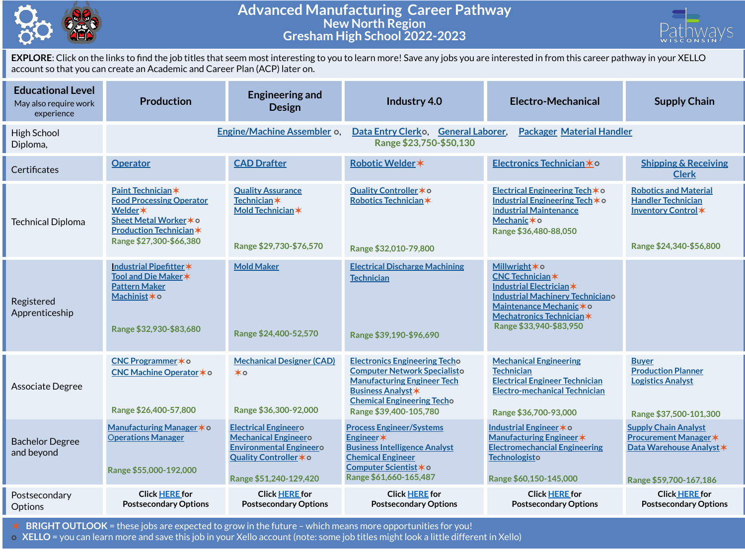# Advanced Manufacturing Career Pathway

## New North Region

## Gresham High School 2022-2023

**EXPLORE**: Click on the links to find the job titles that seem most interesting to you to learn more! Save any jobs you are interested in from this career pathway in your XELLO account so that you can create an Academic and Career Plan (ACP) later on.

| Educational Level (May also require work experience) | Production | Engineering and Design | Industry 4.0 | Electro-Mechanical | Supply Chain |
|---|---|---|---|---|---|
| High School Diploma, | Engine/Machine Assembler ○, Data Entry Clerk○, General Laborer, Packager Material Handler<br>Range $23,750-$50,130 | | | | |
| Certificates | Operator | CAD Drafter | Robotic Welder ✶ | Electronics Technician ✶○ | Shipping & Receiving Clerk |
| Technical Diploma | Paint Technician ✶<br>Food Processing Operator<br>Welder ✶<br>Sheet Metal Worker ✶○<br>Production Technician ✶<br>Range $27,300-$66,380 | Quality Assurance Technician ✶<br>Mold Technician ✶<br>Range $29,730-$76,570 | Quality Controller ✶○<br>Robotics Technician ✶<br>Range $32,010-79,800 | Electrical Engineering Tech ✶○<br>Industrial Engineering Tech ✶○<br>Industrial Maintenance Mechanic ✶○<br>Range $36,480-88,050 | Robotics and Material Handler Technician<br>Inventory Control ✶<br>Range $24,340-$56,800 |
| Registered Apprenticeship | Industrial Pipefitter ✶<br>Tool and Die Maker ✶<br>Pattern Maker<br>Machinist ✶○<br>Range $32,930-$83,680 | Mold Maker<br>Range $24,400-52,570 | Electrical Discharge Machining Technician<br>Range $39,190-$96,690 | Millwright ✶○<br>CNC Technician ✶<br>Industrial Electrician ✶<br>Industrial Machinery Technician○<br>Maintenance Mechanic ✶○<br>Mechatronics Technician ✶<br>Range $33,940-$83,950 | |
| Associate Degree | CNC Programmer ✶○<br>CNC Machine Operator ✶○<br>Range $26,400-57,800 | Mechanical Designer (CAD) ✶○<br>Range $36,300-92,000 | Electronics Engineering Tech○<br>Computer Network Specialist○<br>Manufacturing Engineer Tech<br>Business Analyst ✶<br>Chemical Engineering Tech○<br>Range $39,400-105,780 | Mechanical Engineering Technician<br>Electrical Engineer Technician<br>Electro-mechanical Technician<br>Range $36,700-93,000 | Buyer<br>Production Planner<br>Logistics Analyst<br>Range $37,500-101,300 |
| Bachelor Degree and beyond | Manufacturing Manager ✶○<br>Operations Manager<br>Range $55,000-192,000 | Electrical Engineer○<br>Mechanical Engineer○<br>Environmental Engineer○<br>Quality Controller ✶○<br>Range $51,240-129,420 | Process Engineer/Systems Engineer ✶<br>Business Intelligence Analyst<br>Chemical Engineer<br>Computer Scientist ✶○<br>Range $61,660-165,487 | Industrial Engineer ✶○<br>Manufacturing Engineer ✶<br>Electromechanical Engineering Technologist○<br>Range $60,150-145,000 | Supply Chain Analyst<br>Procurement Manager ✶<br>Data Warehouse Analyst ✶<br>Range $59,700-167,186 |
| Postsecondary Options | Click HERE for Postsecondary Options | Click HERE for Postsecondary Options | Click HERE for Postsecondary Options | Click HERE for Postsecondary Options | Click HERE for Postsecondary Options |

✶ **BRIGHT OUTLOOK** = these jobs are expected to grow in the future – which means more opportunities for you!
○ **XELLO** = you can learn more and save this job in your Xello account (note: some job titles might look a little different in Xello)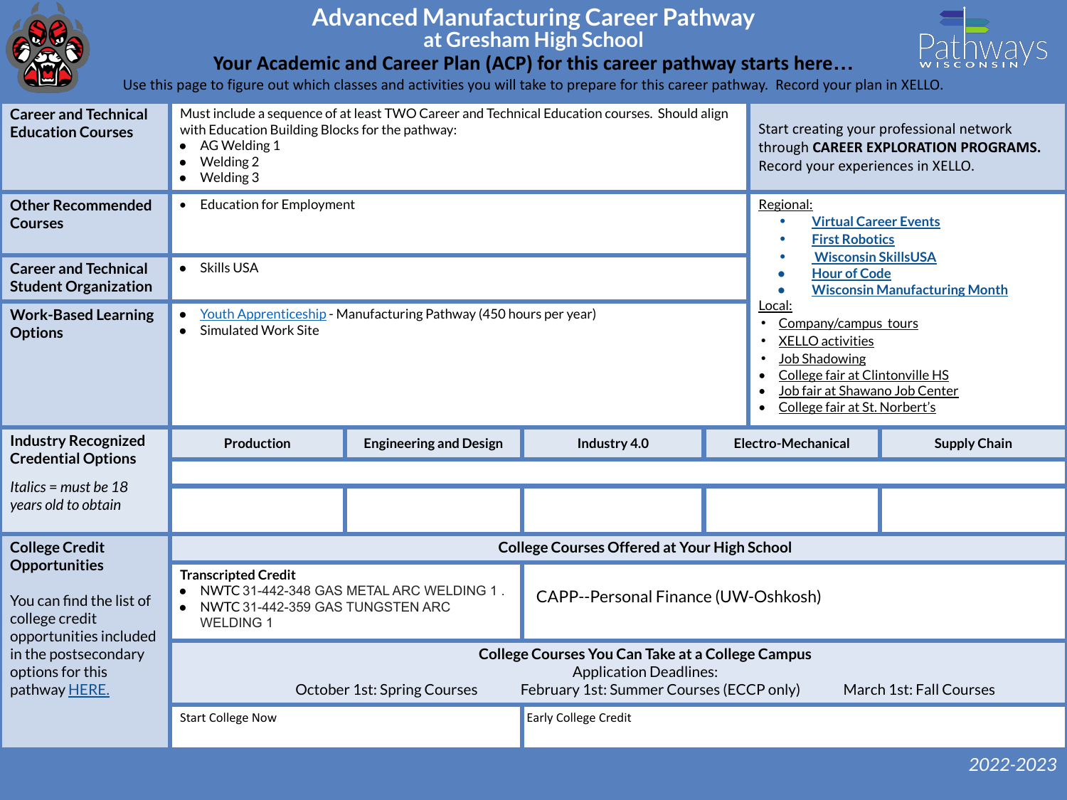# Advanced Manufacturing Career Pathway
## at Gresham High School
### Your Academic and Career Plan (ACP) for this career pathway starts here…

Use this page to figure out which classes and activities you will take to prepare for this career pathway. Record your plan in XELLO.

Pathways WISCONSIN

**Career and Technical Education Courses**

Must include a sequence of at least TWO Career and Technical Education courses. Should align with Education Building Blocks for the pathway:

- AG Welding 1
- Welding 2
- Welding 3

**Other Recommended Courses**

- Education for Employment

**Career and Technical Student Organization**

- Skills USA

**Work-Based Learning Options**

- Youth Apprenticeship - Manufacturing Pathway (450 hours per year)
- Simulated Work Site

Start creating your professional network through **CAREER EXPLORATION PROGRAMS.** Record your experiences in XELLO.

Regional:

- Virtual Career Events
- First Robotics
- Wisconsin SkillsUSA
- Hour of Code
- Wisconsin Manufacturing Month

Local:

- Company/campus tours
- XELLO activities
- Job Shadowing
- College fair at Clintonville HS
- Job fair at Shawano Job Center
- College fair at St. Norbert's

**Industry Recognized Credential Options**

*Italics = must be 18 years old to obtain*

| Production | Engineering and Design | Industry 4.0 | Electro-Mechanical | Supply Chain |
|---|---|---|---|---|
| | | | | |
| | | | | |

**College Credit Opportunities**

You can find the list of college credit opportunities included in the postsecondary options for this pathway HERE.

**College Courses Offered at Your High School**

| Transcripted Credit | |
|---|---|
| • NWTC 31-442-348 GAS METAL ARC WELDING 1 .<br>• NWTC 31-442-359 GAS TUNGSTEN ARC WELDING 1 | CAPP--Personal Finance (UW-Oshkosh) |

**College Courses You Can Take at a College Campus**

Application Deadlines:

October 1st: Spring Courses February 1st: Summer Courses (ECCP only) March 1st: Fall Courses

| Start College Now | Early College Credit |
|---|---|
| | |

*2022-2023*